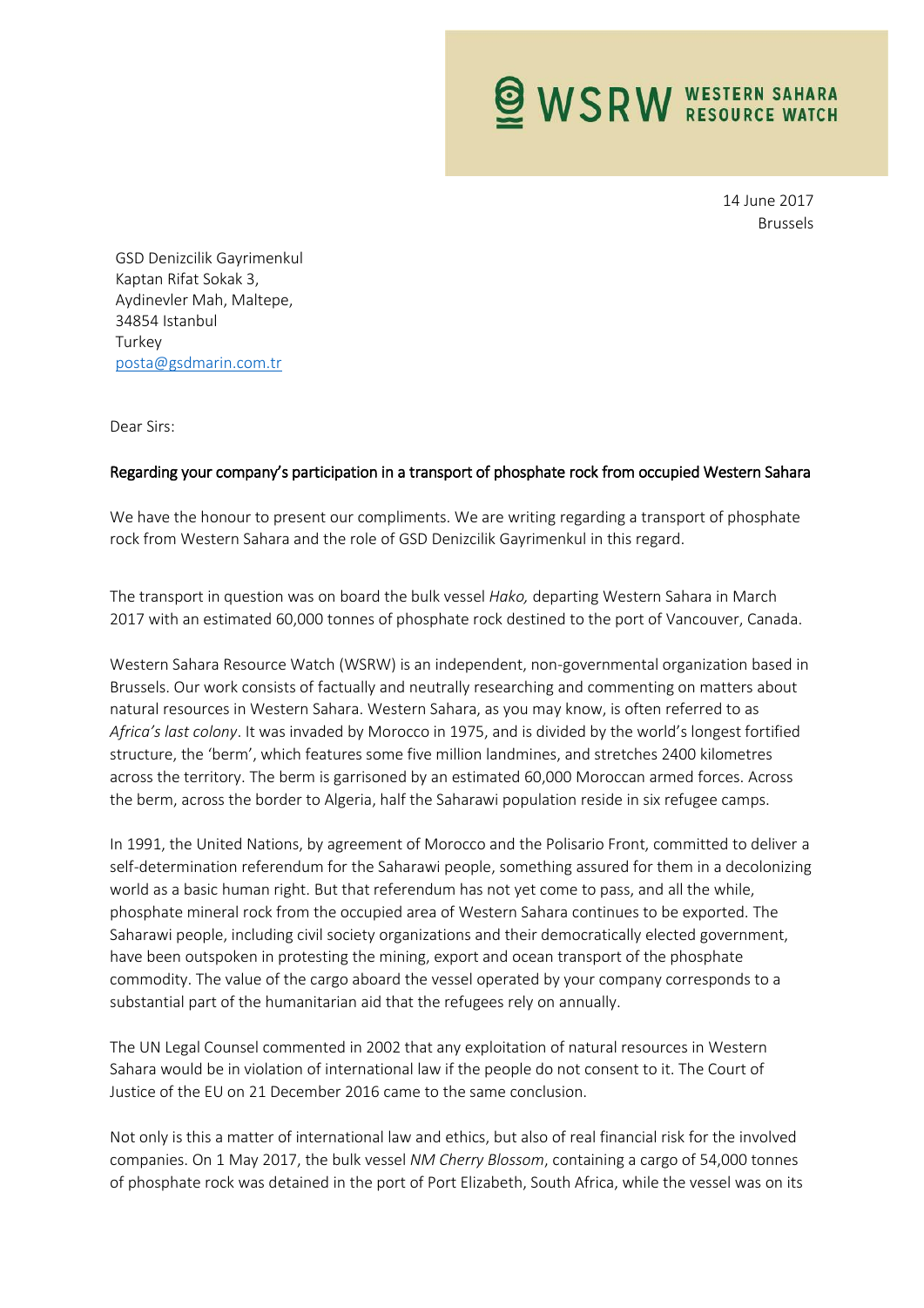WSRW WESTERN SAHARA RESOURCE WATCH

14 June 2017
Brussels

GSD Denizcilik Gayrimenkul
Kaptan Rifat Sokak 3,
Aydinevler Mah, Maltepe,
34854 Istanbul
Turkey
posta@gsdmarin.com.tr

Dear Sirs:

**Regarding your company's participation in a transport of phosphate rock from occupied Western Sahara**

We have the honour to present our compliments. We are writing regarding a transport of phosphate rock from Western Sahara and the role of GSD Denizcilik Gayrimenkul in this regard.

The transport in question was on board the bulk vessel *Hako,* departing Western Sahara in March 2017 with an estimated 60,000 tonnes of phosphate rock destined to the port of Vancouver, Canada.

Western Sahara Resource Watch (WSRW) is an independent, non-governmental organization based in Brussels. Our work consists of factually and neutrally researching and commenting on matters about natural resources in Western Sahara. Western Sahara, as you may know, is often referred to as *Africa's last colony*. It was invaded by Morocco in 1975, and is divided by the world's longest fortified structure, the 'berm', which features some five million landmines, and stretches 2400 kilometres across the territory. The berm is garrisoned by an estimated 60,000 Moroccan armed forces. Across the berm, across the border to Algeria, half the Saharawi population reside in six refugee camps.

In 1991, the United Nations, by agreement of Morocco and the Polisario Front, committed to deliver a self-determination referendum for the Saharawi people, something assured for them in a decolonizing world as a basic human right. But that referendum has not yet come to pass, and all the while, phosphate mineral rock from the occupied area of Western Sahara continues to be exported. The Saharawi people, including civil society organizations and their democratically elected government, have been outspoken in protesting the mining, export and ocean transport of the phosphate commodity. The value of the cargo aboard the vessel operated by your company corresponds to a substantial part of the humanitarian aid that the refugees rely on annually.

The UN Legal Counsel commented in 2002 that any exploitation of natural resources in Western Sahara would be in violation of international law if the people do not consent to it. The Court of Justice of the EU on 21 December 2016 came to the same conclusion.

Not only is this a matter of international law and ethics, but also of real financial risk for the involved companies. On 1 May 2017, the bulk vessel *NM Cherry Blossom*, containing a cargo of 54,000 tonnes of phosphate rock was detained in the port of Port Elizabeth, South Africa, while the vessel was on its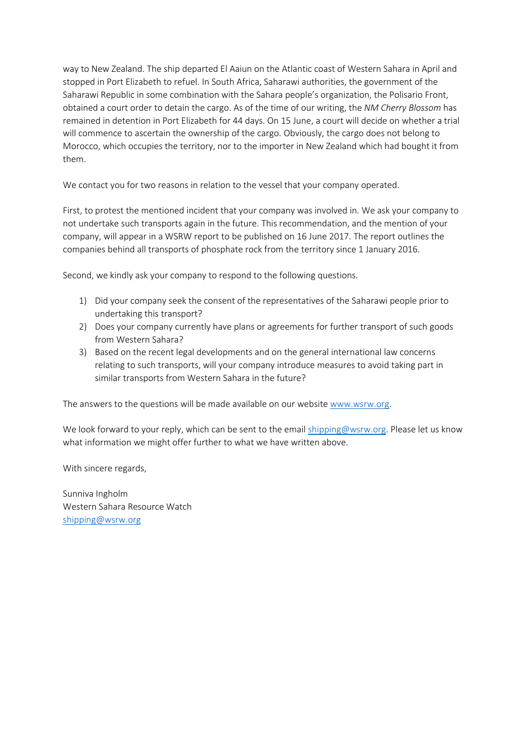way to New Zealand. The ship departed El Aaiun on the Atlantic coast of Western Sahara in April and stopped in Port Elizabeth to refuel. In South Africa, Saharawi authorities, the government of the Saharawi Republic in some combination with the Sahara people's organization, the Polisario Front, obtained a court order to detain the cargo. As of the time of our writing, the *NM Cherry Blossom* has remained in detention in Port Elizabeth for 44 days. On 15 June, a court will decide on whether a trial will commence to ascertain the ownership of the cargo. Obviously, the cargo does not belong to Morocco, which occupies the territory, nor to the importer in New Zealand which had bought it from them.

We contact you for two reasons in relation to the vessel that your company operated.

First, to protest the mentioned incident that your company was involved in. We ask your company to not undertake such transports again in the future. This recommendation, and the mention of your company, will appear in a WSRW report to be published on 16 June 2017. The report outlines the companies behind all transports of phosphate rock from the territory since 1 January 2016.

Second, we kindly ask your company to respond to the following questions.

1) Did your company seek the consent of the representatives of the Saharawi people prior to undertaking this transport?
2) Does your company currently have plans or agreements for further transport of such goods from Western Sahara?
3) Based on the recent legal developments and on the general international law concerns relating to such transports, will your company introduce measures to avoid taking part in similar transports from Western Sahara in the future?

The answers to the questions will be made available on our website [www.wsrw.org](http://www.wsrw.org).

We look forward to your reply, which can be sent to the email [shipping@wsrw.org](mailto:shipping@wsrw.org). Please let us know what information we might offer further to what we have written above.

With sincere regards,

Sunniva Ingholm
Western Sahara Resource Watch
[shipping@wsrw.org](mailto:shipping@wsrw.org)